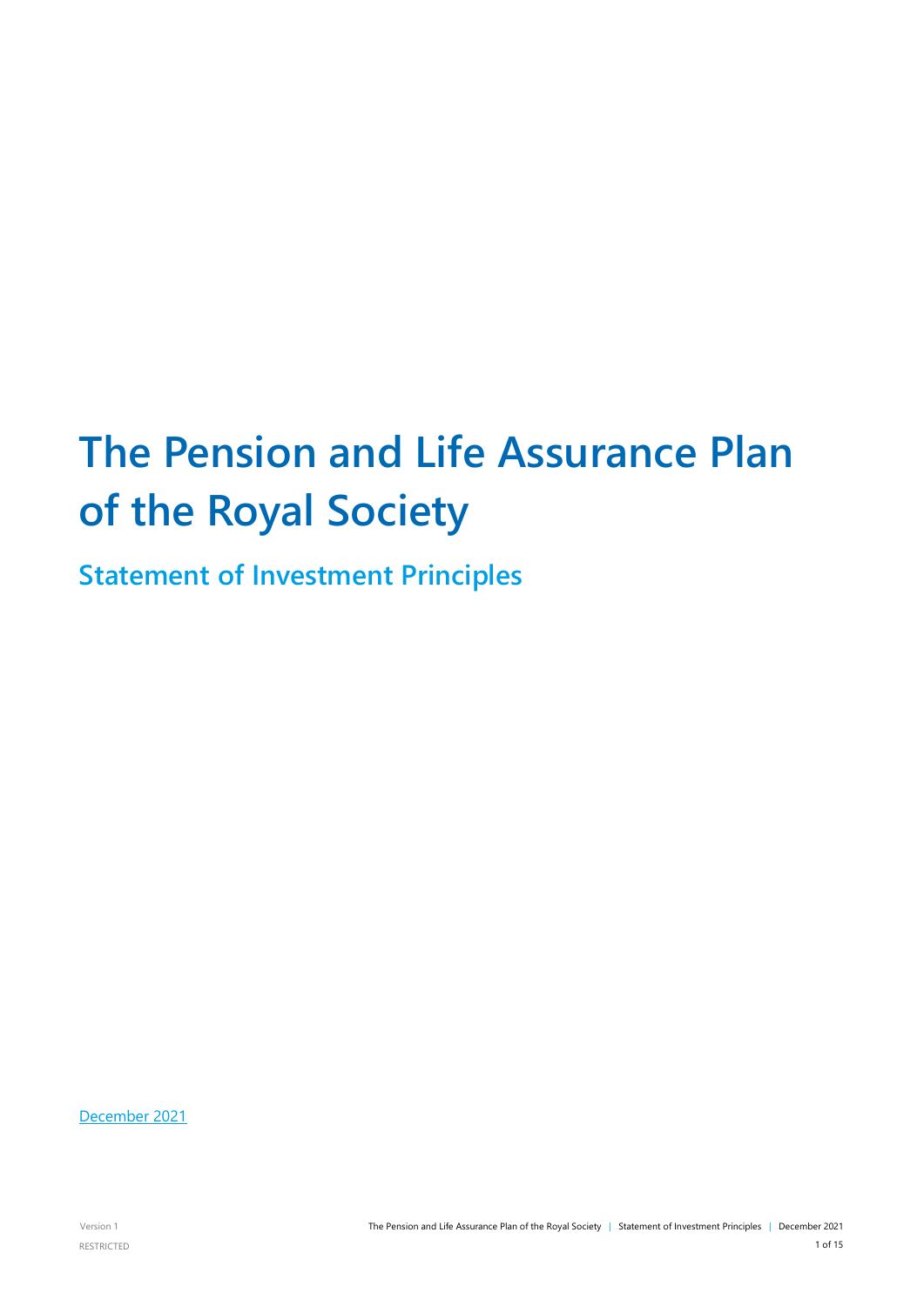# The Pension and Life Assurance Plan of the Royal Society

## Statement of Investment Principles

December 2021

Version 1

RESTRICTED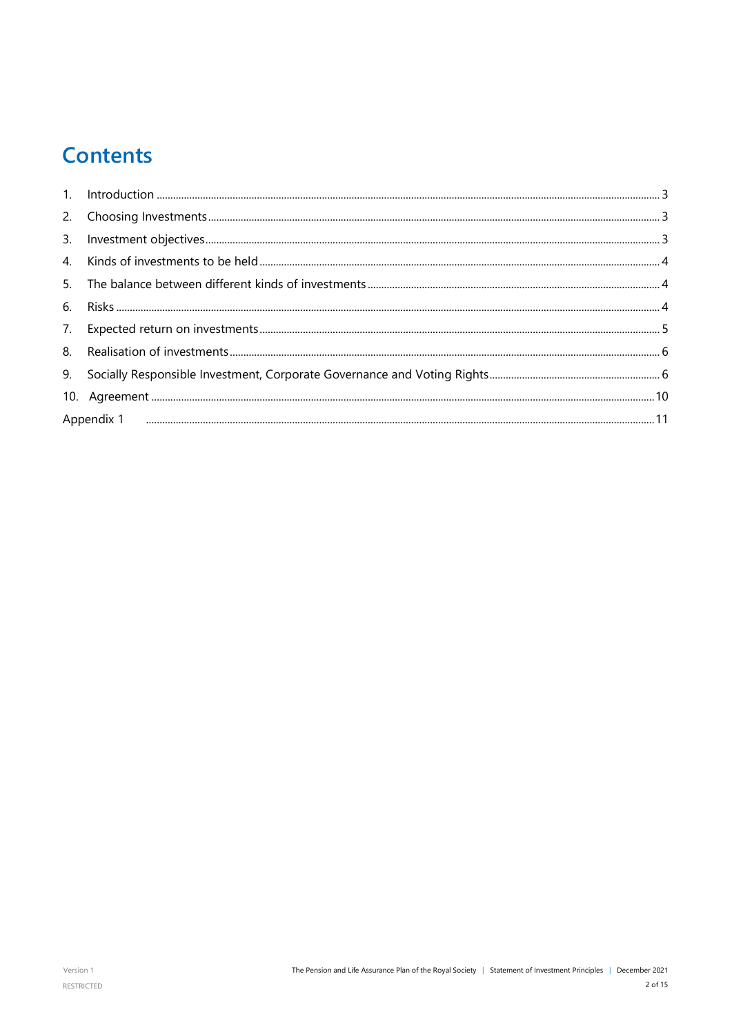# Contents

1. Introduction ..... 3
2. Choosing Investments ..... 3
3. Investment objectives ..... 3
4. Kinds of investments to be held ..... 4
5. The balance between different kinds of investments ..... 4
6. Risks ..... 4
7. Expected return on investments ..... 5
8. Realisation of investments ..... 6
9. Socially Responsible Investment, Corporate Governance and Voting Rights ..... 6
10. Agreement ..... 10

Appendix 1 ..... 11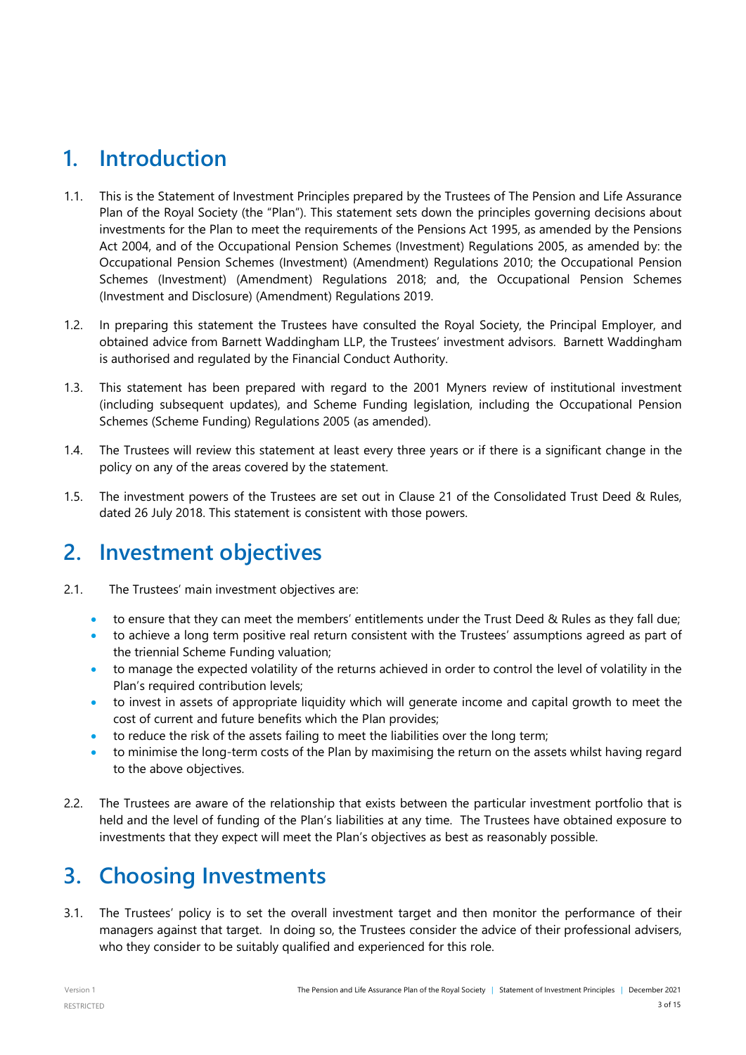# 1. Introduction

1.1. This is the Statement of Investment Principles prepared by the Trustees of The Pension and Life Assurance Plan of the Royal Society (the "Plan"). This statement sets down the principles governing decisions about investments for the Plan to meet the requirements of the Pensions Act 1995, as amended by the Pensions Act 2004, and of the Occupational Pension Schemes (Investment) Regulations 2005, as amended by: the Occupational Pension Schemes (Investment) (Amendment) Regulations 2010; the Occupational Pension Schemes (Investment) (Amendment) Regulations 2018; and, the Occupational Pension Schemes (Investment and Disclosure) (Amendment) Regulations 2019.

1.2. In preparing this statement the Trustees have consulted the Royal Society, the Principal Employer, and obtained advice from Barnett Waddingham LLP, the Trustees' investment advisors. Barnett Waddingham is authorised and regulated by the Financial Conduct Authority.

1.3. This statement has been prepared with regard to the 2001 Myners review of institutional investment (including subsequent updates), and Scheme Funding legislation, including the Occupational Pension Schemes (Scheme Funding) Regulations 2005 (as amended).

1.4. The Trustees will review this statement at least every three years or if there is a significant change in the policy on any of the areas covered by the statement.

1.5. The investment powers of the Trustees are set out in Clause 21 of the Consolidated Trust Deed & Rules, dated 26 July 2018. This statement is consistent with those powers.

# 2. Investment objectives

2.1. The Trustees' main investment objectives are:

- to ensure that they can meet the members' entitlements under the Trust Deed & Rules as they fall due;
- to achieve a long term positive real return consistent with the Trustees' assumptions agreed as part of the triennial Scheme Funding valuation;
- to manage the expected volatility of the returns achieved in order to control the level of volatility in the Plan's required contribution levels;
- to invest in assets of appropriate liquidity which will generate income and capital growth to meet the cost of current and future benefits which the Plan provides;
- to reduce the risk of the assets failing to meet the liabilities over the long term;
- to minimise the long-term costs of the Plan by maximising the return on the assets whilst having regard to the above objectives.

2.2. The Trustees are aware of the relationship that exists between the particular investment portfolio that is held and the level of funding of the Plan's liabilities at any time. The Trustees have obtained exposure to investments that they expect will meet the Plan's objectives as best as reasonably possible.

# 3. Choosing Investments

3.1. The Trustees' policy is to set the overall investment target and then monitor the performance of their managers against that target. In doing so, the Trustees consider the advice of their professional advisers, who they consider to be suitably qualified and experienced for this role.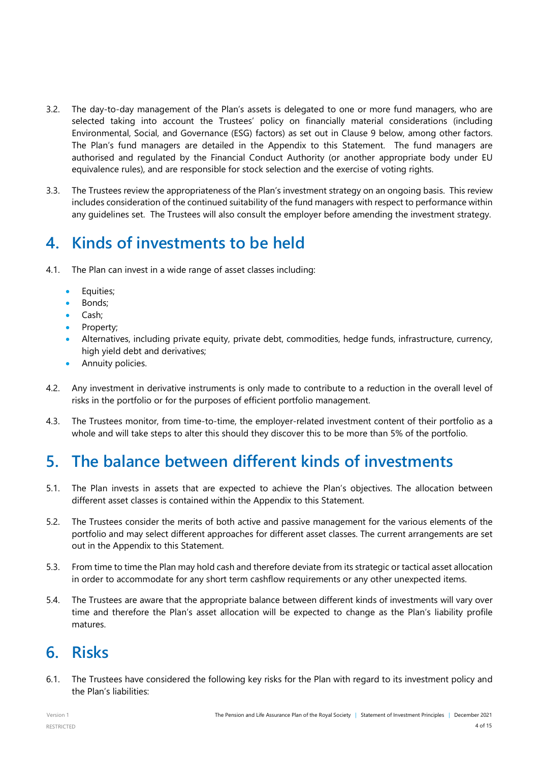3.2. The day-to-day management of the Plan's assets is delegated to one or more fund managers, who are selected taking into account the Trustees' policy on financially material considerations (including Environmental, Social, and Governance (ESG) factors) as set out in Clause 9 below, among other factors. The Plan's fund managers are detailed in the Appendix to this Statement. The fund managers are authorised and regulated by the Financial Conduct Authority (or another appropriate body under EU equivalence rules), and are responsible for stock selection and the exercise of voting rights.

3.3. The Trustees review the appropriateness of the Plan's investment strategy on an ongoing basis. This review includes consideration of the continued suitability of the fund managers with respect to performance within any guidelines set. The Trustees will also consult the employer before amending the investment strategy.

# 4. Kinds of investments to be held

4.1. The Plan can invest in a wide range of asset classes including:

- Equities;
- Bonds;
- Cash;
- Property;
- Alternatives, including private equity, private debt, commodities, hedge funds, infrastructure, currency, high yield debt and derivatives;
- Annuity policies.

4.2. Any investment in derivative instruments is only made to contribute to a reduction in the overall level of risks in the portfolio or for the purposes of efficient portfolio management.

4.3. The Trustees monitor, from time-to-time, the employer-related investment content of their portfolio as a whole and will take steps to alter this should they discover this to be more than 5% of the portfolio.

# 5. The balance between different kinds of investments

5.1. The Plan invests in assets that are expected to achieve the Plan's objectives. The allocation between different asset classes is contained within the Appendix to this Statement.

5.2. The Trustees consider the merits of both active and passive management for the various elements of the portfolio and may select different approaches for different asset classes. The current arrangements are set out in the Appendix to this Statement.

5.3. From time to time the Plan may hold cash and therefore deviate from its strategic or tactical asset allocation in order to accommodate for any short term cashflow requirements or any other unexpected items.

5.4. The Trustees are aware that the appropriate balance between different kinds of investments will vary over time and therefore the Plan's asset allocation will be expected to change as the Plan's liability profile matures.

# 6. Risks

6.1. The Trustees have considered the following key risks for the Plan with regard to its investment policy and the Plan's liabilities: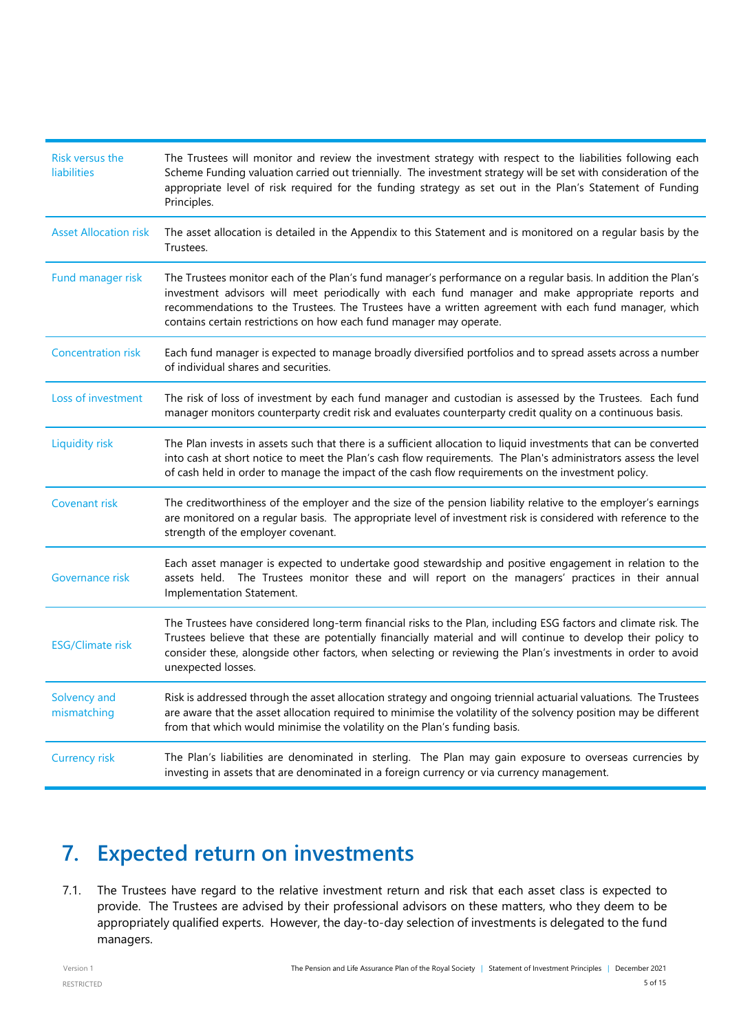| | |
|---|---|
| Risk versus the liabilities | The Trustees will monitor and review the investment strategy with respect to the liabilities following each Scheme Funding valuation carried out triennially. The investment strategy will be set with consideration of the appropriate level of risk required for the funding strategy as set out in the Plan's Statement of Funding Principles. |
| Asset Allocation risk | The asset allocation is detailed in the Appendix to this Statement and is monitored on a regular basis by the Trustees. |
| Fund manager risk | The Trustees monitor each of the Plan's fund manager's performance on a regular basis. In addition the Plan's investment advisors will meet periodically with each fund manager and make appropriate reports and recommendations to the Trustees. The Trustees have a written agreement with each fund manager, which contains certain restrictions on how each fund manager may operate. |
| Concentration risk | Each fund manager is expected to manage broadly diversified portfolios and to spread assets across a number of individual shares and securities. |
| Loss of investment | The risk of loss of investment by each fund manager and custodian is assessed by the Trustees. Each fund manager monitors counterparty credit risk and evaluates counterparty credit quality on a continuous basis. |
| Liquidity risk | The Plan invests in assets such that there is a sufficient allocation to liquid investments that can be converted into cash at short notice to meet the Plan's cash flow requirements. The Plan's administrators assess the level of cash held in order to manage the impact of the cash flow requirements on the investment policy. |
| Covenant risk | The creditworthiness of the employer and the size of the pension liability relative to the employer's earnings are monitored on a regular basis. The appropriate level of investment risk is considered with reference to the strength of the employer covenant. |
| Governance risk | Each asset manager is expected to undertake good stewardship and positive engagement in relation to the assets held. The Trustees monitor these and will report on the managers' practices in their annual Implementation Statement. |
| ESG/Climate risk | The Trustees have considered long-term financial risks to the Plan, including ESG factors and climate risk. The Trustees believe that these are potentially financially material and will continue to develop their policy to consider these, alongside other factors, when selecting or reviewing the Plan's investments in order to avoid unexpected losses. |
| Solvency and mismatching | Risk is addressed through the asset allocation strategy and ongoing triennial actuarial valuations. The Trustees are aware that the asset allocation required to minimise the volatility of the solvency position may be different from that which would minimise the volatility on the Plan's funding basis. |
| Currency risk | The Plan's liabilities are denominated in sterling. The Plan may gain exposure to overseas currencies by investing in assets that are denominated in a foreign currency or via currency management. |

# 7. Expected return on investments

7.1. The Trustees have regard to the relative investment return and risk that each asset class is expected to provide. The Trustees are advised by their professional advisors on these matters, who they deem to be appropriately qualified experts. However, the day-to-day selection of investments is delegated to the fund managers.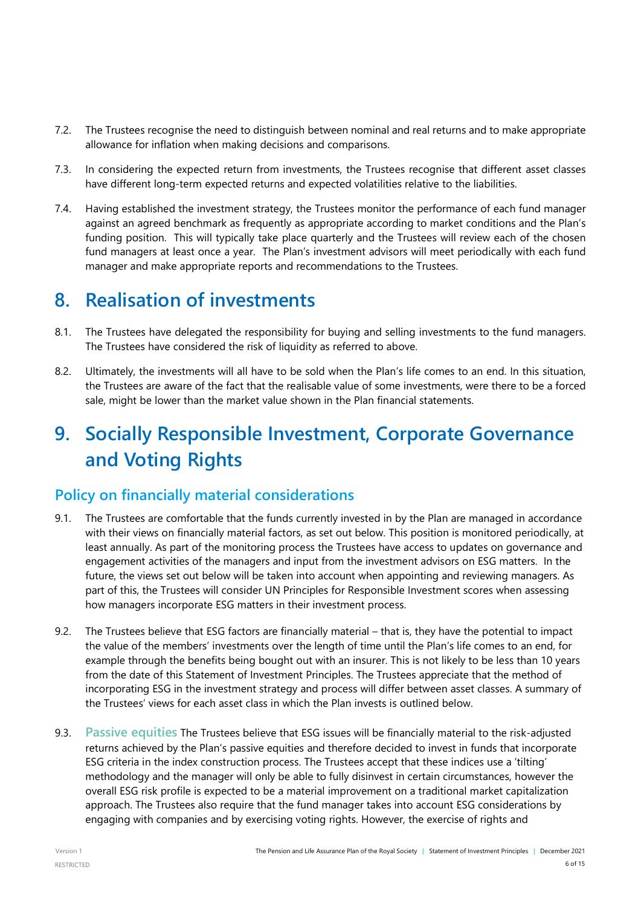7.2. The Trustees recognise the need to distinguish between nominal and real returns and to make appropriate allowance for inflation when making decisions and comparisons.

7.3. In considering the expected return from investments, the Trustees recognise that different asset classes have different long-term expected returns and expected volatilities relative to the liabilities.

7.4. Having established the investment strategy, the Trustees monitor the performance of each fund manager against an agreed benchmark as frequently as appropriate according to market conditions and the Plan's funding position. This will typically take place quarterly and the Trustees will review each of the chosen fund managers at least once a year. The Plan's investment advisors will meet periodically with each fund manager and make appropriate reports and recommendations to the Trustees.

# 8. Realisation of investments

8.1. The Trustees have delegated the responsibility for buying and selling investments to the fund managers. The Trustees have considered the risk of liquidity as referred to above.

8.2. Ultimately, the investments will all have to be sold when the Plan's life comes to an end. In this situation, the Trustees are aware of the fact that the realisable value of some investments, were there to be a forced sale, might be lower than the market value shown in the Plan financial statements.

# 9. Socially Responsible Investment, Corporate Governance and Voting Rights

## Policy on financially material considerations

9.1. The Trustees are comfortable that the funds currently invested in by the Plan are managed in accordance with their views on financially material factors, as set out below. This position is monitored periodically, at least annually. As part of the monitoring process the Trustees have access to updates on governance and engagement activities of the managers and input from the investment advisors on ESG matters. In the future, the views set out below will be taken into account when appointing and reviewing managers. As part of this, the Trustees will consider UN Principles for Responsible Investment scores when assessing how managers incorporate ESG matters in their investment process.

9.2. The Trustees believe that ESG factors are financially material – that is, they have the potential to impact the value of the members' investments over the length of time until the Plan's life comes to an end, for example through the benefits being bought out with an insurer. This is not likely to be less than 10 years from the date of this Statement of Investment Principles. The Trustees appreciate that the method of incorporating ESG in the investment strategy and process will differ between asset classes. A summary of the Trustees' views for each asset class in which the Plan invests is outlined below.

9.3. **Passive equities** The Trustees believe that ESG issues will be financially material to the risk-adjusted returns achieved by the Plan's passive equities and therefore decided to invest in funds that incorporate ESG criteria in the index construction process. The Trustees accept that these indices use a 'tilting' methodology and the manager will only be able to fully disinvest in certain circumstances, however the overall ESG risk profile is expected to be a material improvement on a traditional market capitalization approach. The Trustees also require that the fund manager takes into account ESG considerations by engaging with companies and by exercising voting rights. However, the exercise of rights and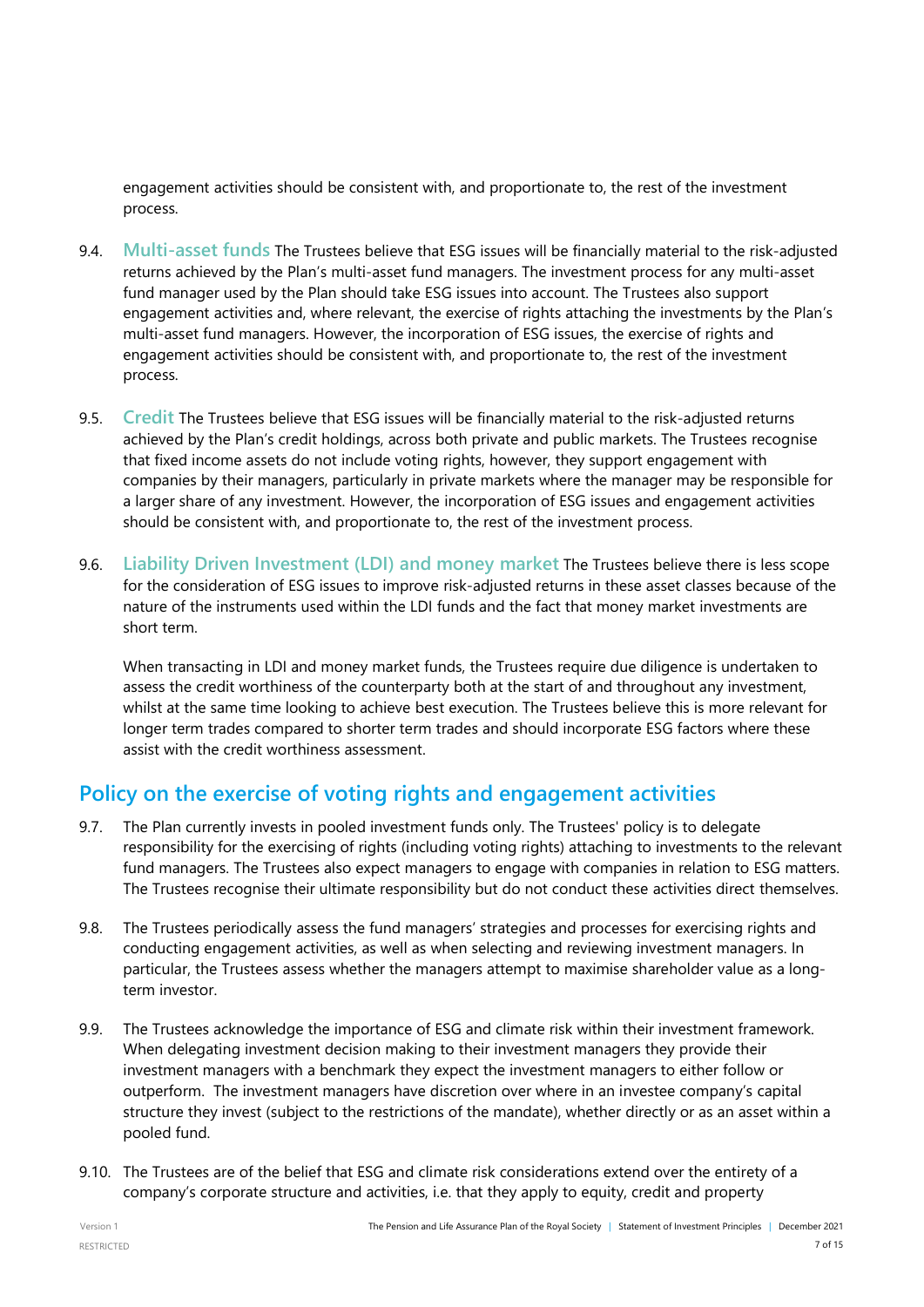engagement activities should be consistent with, and proportionate to, the rest of the investment process.

9.4. **Multi-asset funds** The Trustees believe that ESG issues will be financially material to the risk-adjusted returns achieved by the Plan's multi-asset fund managers. The investment process for any multi-asset fund manager used by the Plan should take ESG issues into account. The Trustees also support engagement activities and, where relevant, the exercise of rights attaching the investments by the Plan's multi-asset fund managers. However, the incorporation of ESG issues, the exercise of rights and engagement activities should be consistent with, and proportionate to, the rest of the investment process.

9.5. **Credit** The Trustees believe that ESG issues will be financially material to the risk-adjusted returns achieved by the Plan's credit holdings, across both private and public markets. The Trustees recognise that fixed income assets do not include voting rights, however, they support engagement with companies by their managers, particularly in private markets where the manager may be responsible for a larger share of any investment. However, the incorporation of ESG issues and engagement activities should be consistent with, and proportionate to, the rest of the investment process.

9.6. **Liability Driven Investment (LDI) and money market** The Trustees believe there is less scope for the consideration of ESG issues to improve risk-adjusted returns in these asset classes because of the nature of the instruments used within the LDI funds and the fact that money market investments are short term.

When transacting in LDI and money market funds, the Trustees require due diligence is undertaken to assess the credit worthiness of the counterparty both at the start of and throughout any investment, whilst at the same time looking to achieve best execution. The Trustees believe this is more relevant for longer term trades compared to shorter term trades and should incorporate ESG factors where these assist with the credit worthiness assessment.

## Policy on the exercise of voting rights and engagement activities

9.7. The Plan currently invests in pooled investment funds only. The Trustees' policy is to delegate responsibility for the exercising of rights (including voting rights) attaching to investments to the relevant fund managers. The Trustees also expect managers to engage with companies in relation to ESG matters. The Trustees recognise their ultimate responsibility but do not conduct these activities direct themselves.

9.8. The Trustees periodically assess the fund managers' strategies and processes for exercising rights and conducting engagement activities, as well as when selecting and reviewing investment managers. In particular, the Trustees assess whether the managers attempt to maximise shareholder value as a long-term investor.

9.9. The Trustees acknowledge the importance of ESG and climate risk within their investment framework. When delegating investment decision making to their investment managers they provide their investment managers with a benchmark they expect the investment managers to either follow or outperform. The investment managers have discretion over where in an investee company's capital structure they invest (subject to the restrictions of the mandate), whether directly or as an asset within a pooled fund.

9.10. The Trustees are of the belief that ESG and climate risk considerations extend over the entirety of a company's corporate structure and activities, i.e. that they apply to equity, credit and property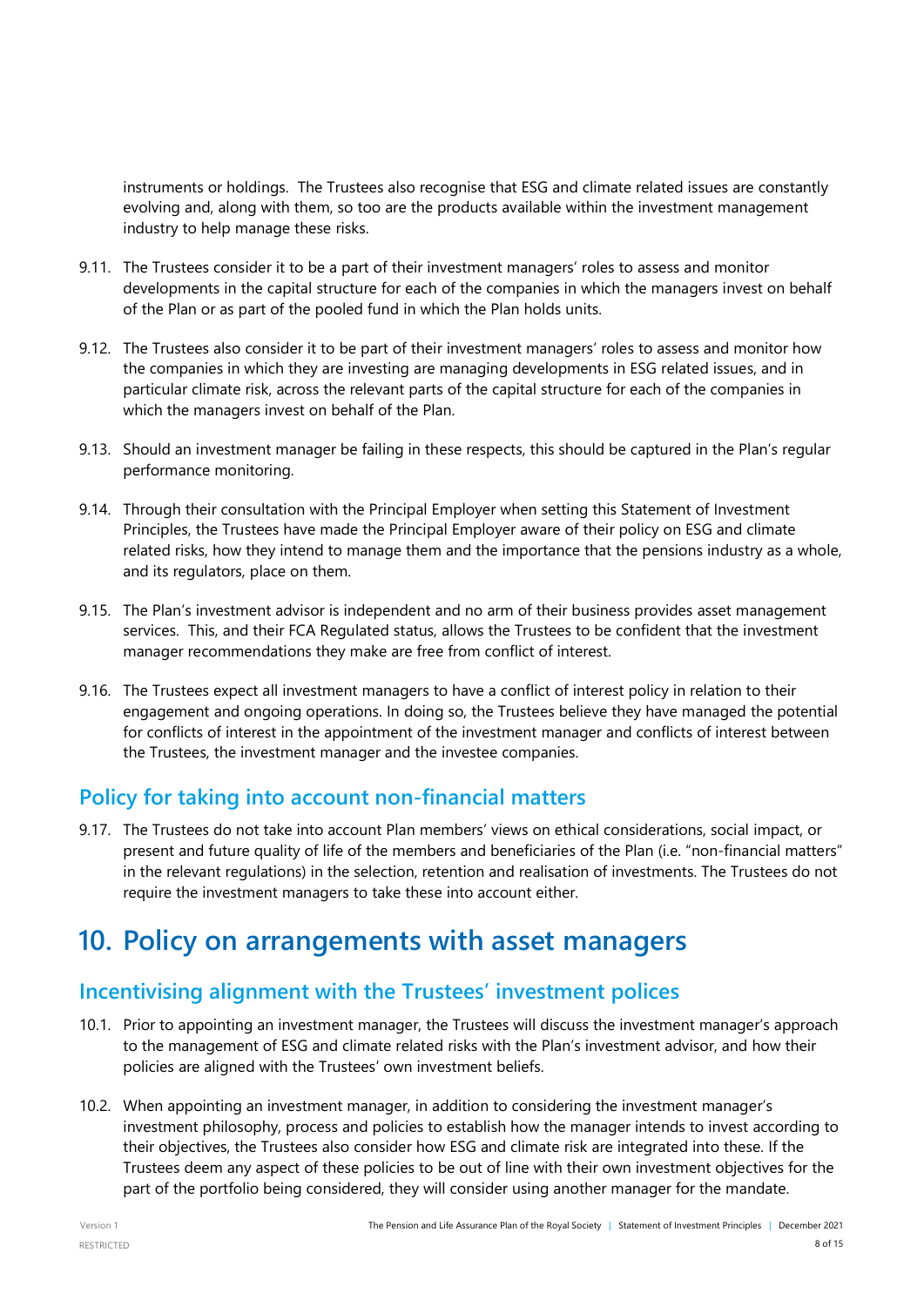instruments or holdings. The Trustees also recognise that ESG and climate related issues are constantly evolving and, along with them, so too are the products available within the investment management industry to help manage these risks.

9.11. The Trustees consider it to be a part of their investment managers' roles to assess and monitor developments in the capital structure for each of the companies in which the managers invest on behalf of the Plan or as part of the pooled fund in which the Plan holds units.

9.12. The Trustees also consider it to be part of their investment managers' roles to assess and monitor how the companies in which they are investing are managing developments in ESG related issues, and in particular climate risk, across the relevant parts of the capital structure for each of the companies in which the managers invest on behalf of the Plan.

9.13. Should an investment manager be failing in these respects, this should be captured in the Plan's regular performance monitoring.

9.14. Through their consultation with the Principal Employer when setting this Statement of Investment Principles, the Trustees have made the Principal Employer aware of their policy on ESG and climate related risks, how they intend to manage them and the importance that the pensions industry as a whole, and its regulators, place on them.

9.15. The Plan's investment advisor is independent and no arm of their business provides asset management services. This, and their FCA Regulated status, allows the Trustees to be confident that the investment manager recommendations they make are free from conflict of interest.

9.16. The Trustees expect all investment managers to have a conflict of interest policy in relation to their engagement and ongoing operations. In doing so, the Trustees believe they have managed the potential for conflicts of interest in the appointment of the investment manager and conflicts of interest between the Trustees, the investment manager and the investee companies.

## Policy for taking into account non-financial matters

9.17. The Trustees do not take into account Plan members' views on ethical considerations, social impact, or present and future quality of life of the members and beneficiaries of the Plan (i.e. "non-financial matters" in the relevant regulations) in the selection, retention and realisation of investments. The Trustees do not require the investment managers to take these into account either.

# 10. Policy on arrangements with asset managers

## Incentivising alignment with the Trustees' investment polices

10.1. Prior to appointing an investment manager, the Trustees will discuss the investment manager's approach to the management of ESG and climate related risks with the Plan's investment advisor, and how their policies are aligned with the Trustees' own investment beliefs.

10.2. When appointing an investment manager, in addition to considering the investment manager's investment philosophy, process and policies to establish how the manager intends to invest according to their objectives, the Trustees also consider how ESG and climate risk are integrated into these. If the Trustees deem any aspect of these policies to be out of line with their own investment objectives for the part of the portfolio being considered, they will consider using another manager for the mandate.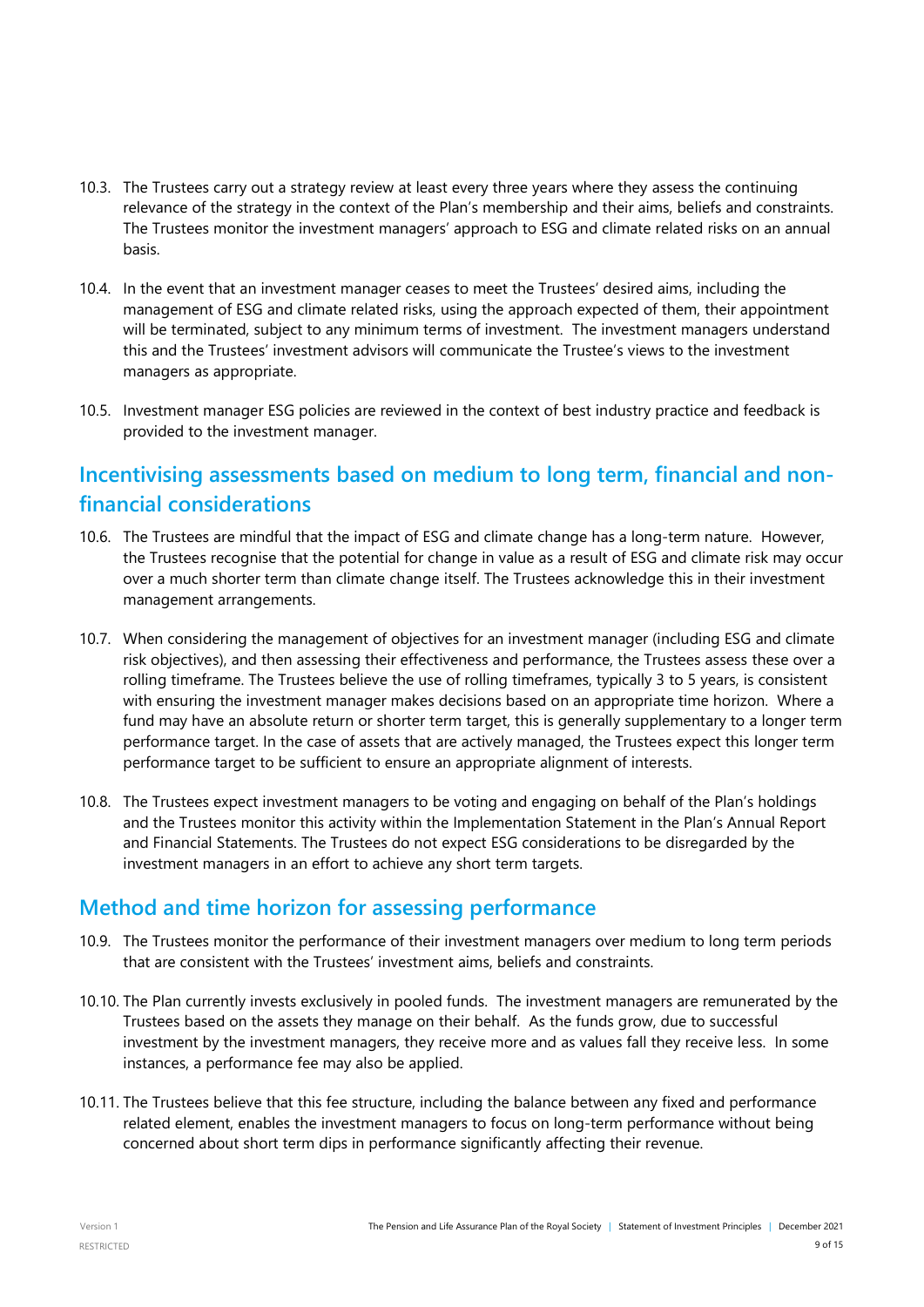10.3. The Trustees carry out a strategy review at least every three years where they assess the continuing relevance of the strategy in the context of the Plan's membership and their aims, beliefs and constraints. The Trustees monitor the investment managers' approach to ESG and climate related risks on an annual basis.

10.4. In the event that an investment manager ceases to meet the Trustees' desired aims, including the management of ESG and climate related risks, using the approach expected of them, their appointment will be terminated, subject to any minimum terms of investment. The investment managers understand this and the Trustees' investment advisors will communicate the Trustee's views to the investment managers as appropriate.

10.5. Investment manager ESG policies are reviewed in the context of best industry practice and feedback is provided to the investment manager.

## Incentivising assessments based on medium to long term, financial and non-financial considerations

10.6. The Trustees are mindful that the impact of ESG and climate change has a long-term nature. However, the Trustees recognise that the potential for change in value as a result of ESG and climate risk may occur over a much shorter term than climate change itself. The Trustees acknowledge this in their investment management arrangements.

10.7. When considering the management of objectives for an investment manager (including ESG and climate risk objectives), and then assessing their effectiveness and performance, the Trustees assess these over a rolling timeframe. The Trustees believe the use of rolling timeframes, typically 3 to 5 years, is consistent with ensuring the investment manager makes decisions based on an appropriate time horizon. Where a fund may have an absolute return or shorter term target, this is generally supplementary to a longer term performance target. In the case of assets that are actively managed, the Trustees expect this longer term performance target to be sufficient to ensure an appropriate alignment of interests.

10.8. The Trustees expect investment managers to be voting and engaging on behalf of the Plan's holdings and the Trustees monitor this activity within the Implementation Statement in the Plan's Annual Report and Financial Statements. The Trustees do not expect ESG considerations to be disregarded by the investment managers in an effort to achieve any short term targets.

## Method and time horizon for assessing performance

10.9. The Trustees monitor the performance of their investment managers over medium to long term periods that are consistent with the Trustees' investment aims, beliefs and constraints.

10.10. The Plan currently invests exclusively in pooled funds. The investment managers are remunerated by the Trustees based on the assets they manage on their behalf. As the funds grow, due to successful investment by the investment managers, they receive more and as values fall they receive less. In some instances, a performance fee may also be applied.

10.11. The Trustees believe that this fee structure, including the balance between any fixed and performance related element, enables the investment managers to focus on long-term performance without being concerned about short term dips in performance significantly affecting their revenue.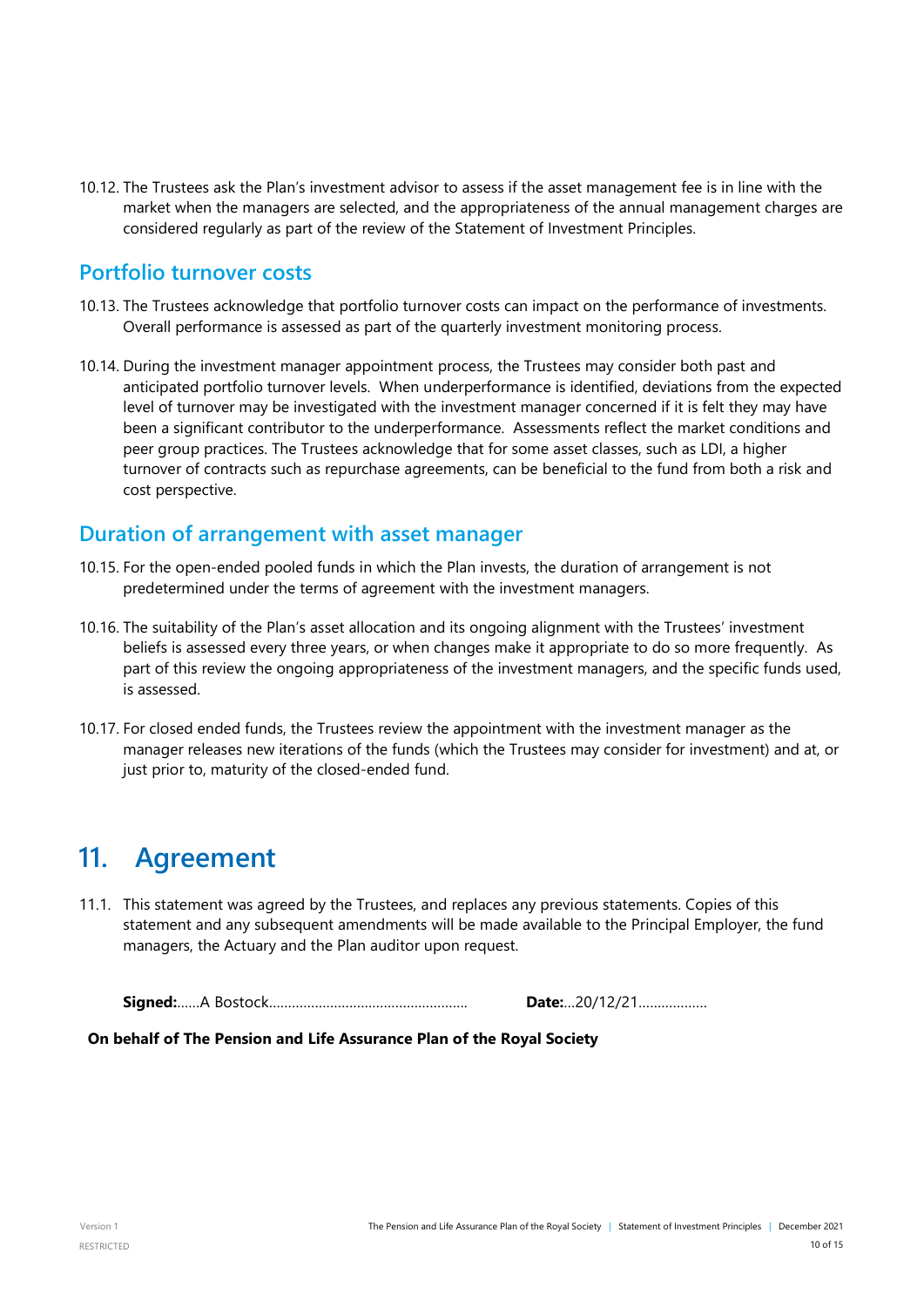10.12. The Trustees ask the Plan's investment advisor to assess if the asset management fee is in line with the market when the managers are selected, and the appropriateness of the annual management charges are considered regularly as part of the review of the Statement of Investment Principles.

### Portfolio turnover costs

10.13. The Trustees acknowledge that portfolio turnover costs can impact on the performance of investments. Overall performance is assessed as part of the quarterly investment monitoring process.

10.14. During the investment manager appointment process, the Trustees may consider both past and anticipated portfolio turnover levels. When underperformance is identified, deviations from the expected level of turnover may be investigated with the investment manager concerned if it is felt they may have been a significant contributor to the underperformance. Assessments reflect the market conditions and peer group practices. The Trustees acknowledge that for some asset classes, such as LDI, a higher turnover of contracts such as repurchase agreements, can be beneficial to the fund from both a risk and cost perspective.

### Duration of arrangement with asset manager

10.15. For the open-ended pooled funds in which the Plan invests, the duration of arrangement is not predetermined under the terms of agreement with the investment managers.

10.16. The suitability of the Plan's asset allocation and its ongoing alignment with the Trustees' investment beliefs is assessed every three years, or when changes make it appropriate to do so more frequently. As part of this review the ongoing appropriateness of the investment managers, and the specific funds used, is assessed.

10.17. For closed ended funds, the Trustees review the appointment with the investment manager as the manager releases new iterations of the funds (which the Trustees may consider for investment) and at, or just prior to, maturity of the closed-ended fund.

## 11. Agreement

11.1. This statement was agreed by the Trustees, and replaces any previous statements. Copies of this statement and any subsequent amendments will be made available to the Principal Employer, the fund managers, the Actuary and the Plan auditor upon request.

**Signed:**......A Bostock.................................................... **Date:**...20/12/21..................

**On behalf of The Pension and Life Assurance Plan of the Royal Society**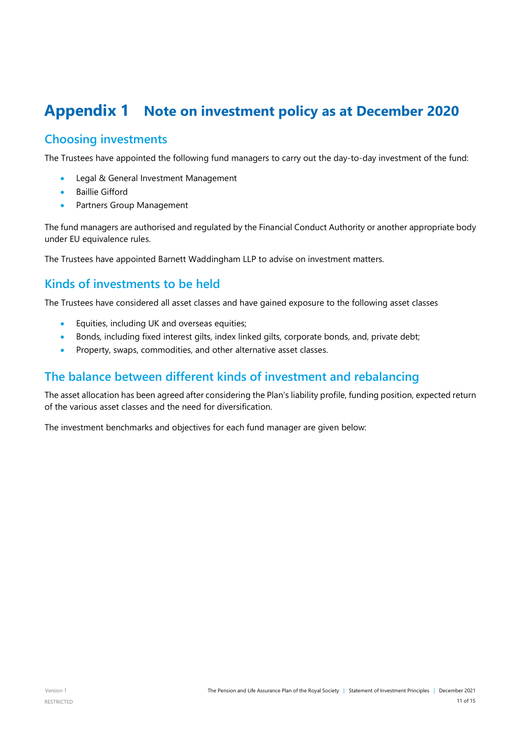# Appendix 1 Note on investment policy as at December 2020

## Choosing investments

The Trustees have appointed the following fund managers to carry out the day-to-day investment of the fund:

- Legal & General Investment Management
- Baillie Gifford
- Partners Group Management

The fund managers are authorised and regulated by the Financial Conduct Authority or another appropriate body under EU equivalence rules.

The Trustees have appointed Barnett Waddingham LLP to advise on investment matters.

## Kinds of investments to be held

The Trustees have considered all asset classes and have gained exposure to the following asset classes

- Equities, including UK and overseas equities;
- Bonds, including fixed interest gilts, index linked gilts, corporate bonds, and, private debt;
- Property, swaps, commodities, and other alternative asset classes.

## The balance between different kinds of investment and rebalancing

The asset allocation has been agreed after considering the Plan's liability profile, funding position, expected return of the various asset classes and the need for diversification.

The investment benchmarks and objectives for each fund manager are given below: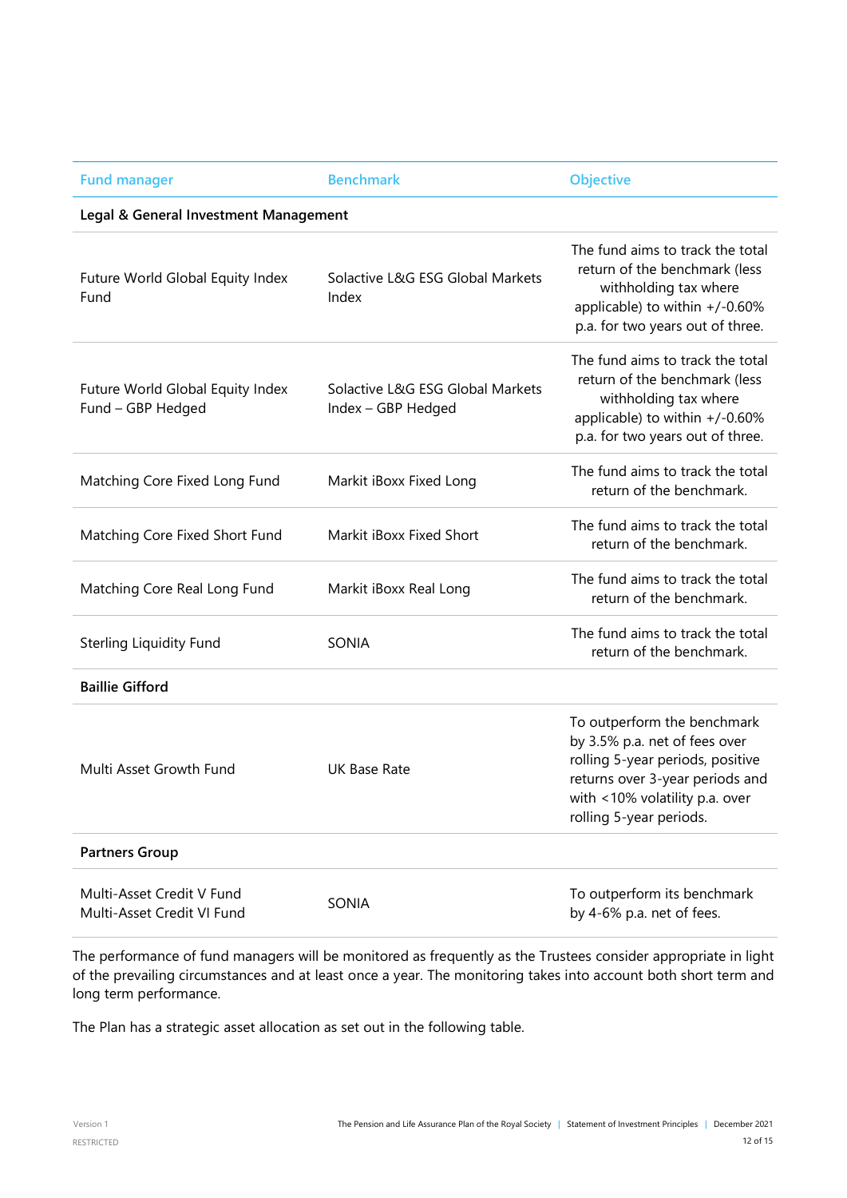| Fund manager | Benchmark | Objective |
|---|---|---|
| **Legal & General Investment Management** | | |
| Future World Global Equity Index Fund | Solactive L&G ESG Global Markets Index | The fund aims to track the total return of the benchmark (less withholding tax where applicable) to within +/-0.60% p.a. for two years out of three. |
| Future World Global Equity Index Fund – GBP Hedged | Solactive L&G ESG Global Markets Index – GBP Hedged | The fund aims to track the total return of the benchmark (less withholding tax where applicable) to within +/-0.60% p.a. for two years out of three. |
| Matching Core Fixed Long Fund | Markit iBoxx Fixed Long | The fund aims to track the total return of the benchmark. |
| Matching Core Fixed Short Fund | Markit iBoxx Fixed Short | The fund aims to track the total return of the benchmark. |
| Matching Core Real Long Fund | Markit iBoxx Real Long | The fund aims to track the total return of the benchmark. |
| Sterling Liquidity Fund | SONIA | The fund aims to track the total return of the benchmark. |
| **Baillie Gifford** | | |
| Multi Asset Growth Fund | UK Base Rate | To outperform the benchmark by 3.5% p.a. net of fees over rolling 5-year periods, positive returns over 3-year periods and with <10% volatility p.a. over rolling 5-year periods. |
| **Partners Group** | | |
| Multi-Asset Credit V Fund<br>Multi-Asset Credit VI Fund | SONIA | To outperform its benchmark by 4-6% p.a. net of fees. |

The performance of fund managers will be monitored as frequently as the Trustees consider appropriate in light of the prevailing circumstances and at least once a year. The monitoring takes into account both short term and long term performance.

The Plan has a strategic asset allocation as set out in the following table.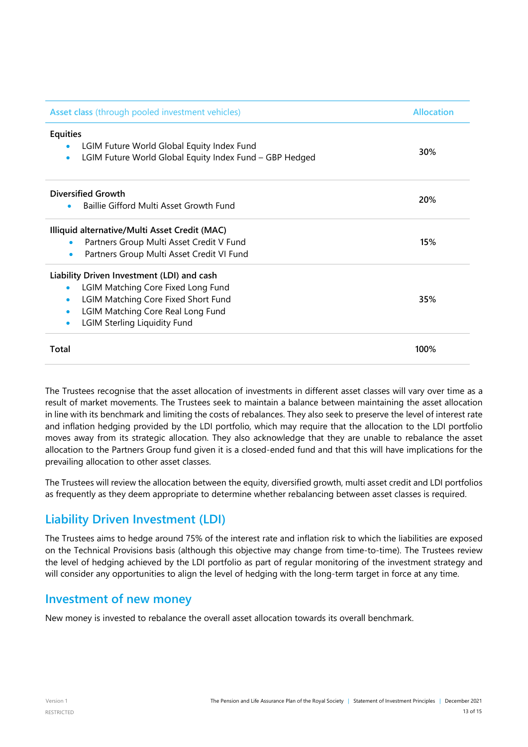| Asset class (through pooled investment vehicles) | Allocation |
|---|---|
| **Equities**<br>• LGIM Future World Global Equity Index Fund<br>• LGIM Future World Global Equity Index Fund – GBP Hedged | 30% |
| **Diversified Growth**<br>• Baillie Gifford Multi Asset Growth Fund | 20% |
| **Illiquid alternative/Multi Asset Credit (MAC)**<br>• Partners Group Multi Asset Credit V Fund<br>• Partners Group Multi Asset Credit VI Fund | 15% |
| **Liability Driven Investment (LDI) and cash**<br>• LGIM Matching Core Fixed Long Fund<br>• LGIM Matching Core Fixed Short Fund<br>• LGIM Matching Core Real Long Fund<br>• LGIM Sterling Liquidity Fund | 35% |
| **Total** | 100% |

The Trustees recognise that the asset allocation of investments in different asset classes will vary over time as a result of market movements. The Trustees seek to maintain a balance between maintaining the asset allocation in line with its benchmark and limiting the costs of rebalances. They also seek to preserve the level of interest rate and inflation hedging provided by the LDI portfolio, which may require that the allocation to the LDI portfolio moves away from its strategic allocation. They also acknowledge that they are unable to rebalance the asset allocation to the Partners Group fund given it is a closed-ended fund and that this will have implications for the prevailing allocation to other asset classes.

The Trustees will review the allocation between the equity, diversified growth, multi asset credit and LDI portfolios as frequently as they deem appropriate to determine whether rebalancing between asset classes is required.

## Liability Driven Investment (LDI)

The Trustees aims to hedge around 75% of the interest rate and inflation risk to which the liabilities are exposed on the Technical Provisions basis (although this objective may change from time-to-time). The Trustees review the level of hedging achieved by the LDI portfolio as part of regular monitoring of the investment strategy and will consider any opportunities to align the level of hedging with the long-term target in force at any time.

## Investment of new money

New money is invested to rebalance the overall asset allocation towards its overall benchmark.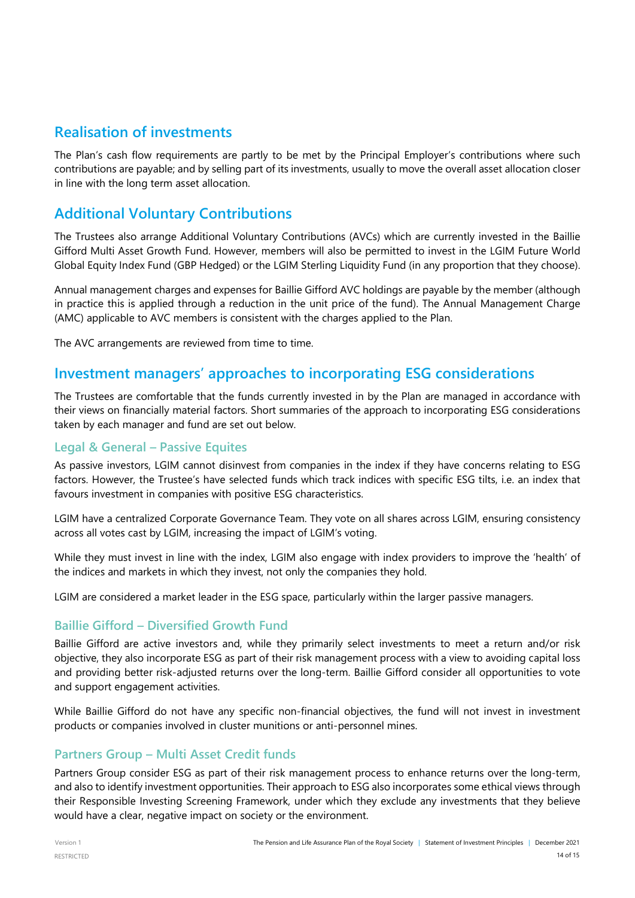## Realisation of investments

The Plan's cash flow requirements are partly to be met by the Principal Employer's contributions where such contributions are payable; and by selling part of its investments, usually to move the overall asset allocation closer in line with the long term asset allocation.

## Additional Voluntary Contributions

The Trustees also arrange Additional Voluntary Contributions (AVCs) which are currently invested in the Baillie Gifford Multi Asset Growth Fund. However, members will also be permitted to invest in the LGIM Future World Global Equity Index Fund (GBP Hedged) or the LGIM Sterling Liquidity Fund (in any proportion that they choose).

Annual management charges and expenses for Baillie Gifford AVC holdings are payable by the member (although in practice this is applied through a reduction in the unit price of the fund). The Annual Management Charge (AMC) applicable to AVC members is consistent with the charges applied to the Plan.

The AVC arrangements are reviewed from time to time.

## Investment managers' approaches to incorporating ESG considerations

The Trustees are comfortable that the funds currently invested in by the Plan are managed in accordance with their views on financially material factors. Short summaries of the approach to incorporating ESG considerations taken by each manager and fund are set out below.

### Legal & General – Passive Equites

As passive investors, LGIM cannot disinvest from companies in the index if they have concerns relating to ESG factors. However, the Trustee's have selected funds which track indices with specific ESG tilts, i.e. an index that favours investment in companies with positive ESG characteristics.

LGIM have a centralized Corporate Governance Team. They vote on all shares across LGIM, ensuring consistency across all votes cast by LGIM, increasing the impact of LGIM's voting.

While they must invest in line with the index, LGIM also engage with index providers to improve the 'health' of the indices and markets in which they invest, not only the companies they hold.

LGIM are considered a market leader in the ESG space, particularly within the larger passive managers.

### Baillie Gifford – Diversified Growth Fund

Baillie Gifford are active investors and, while they primarily select investments to meet a return and/or risk objective, they also incorporate ESG as part of their risk management process with a view to avoiding capital loss and providing better risk-adjusted returns over the long-term. Baillie Gifford consider all opportunities to vote and support engagement activities.

While Baillie Gifford do not have any specific non-financial objectives, the fund will not invest in investment products or companies involved in cluster munitions or anti-personnel mines.

### Partners Group – Multi Asset Credit funds

Partners Group consider ESG as part of their risk management process to enhance returns over the long-term, and also to identify investment opportunities. Their approach to ESG also incorporates some ethical views through their Responsible Investing Screening Framework, under which they exclude any investments that they believe would have a clear, negative impact on society or the environment.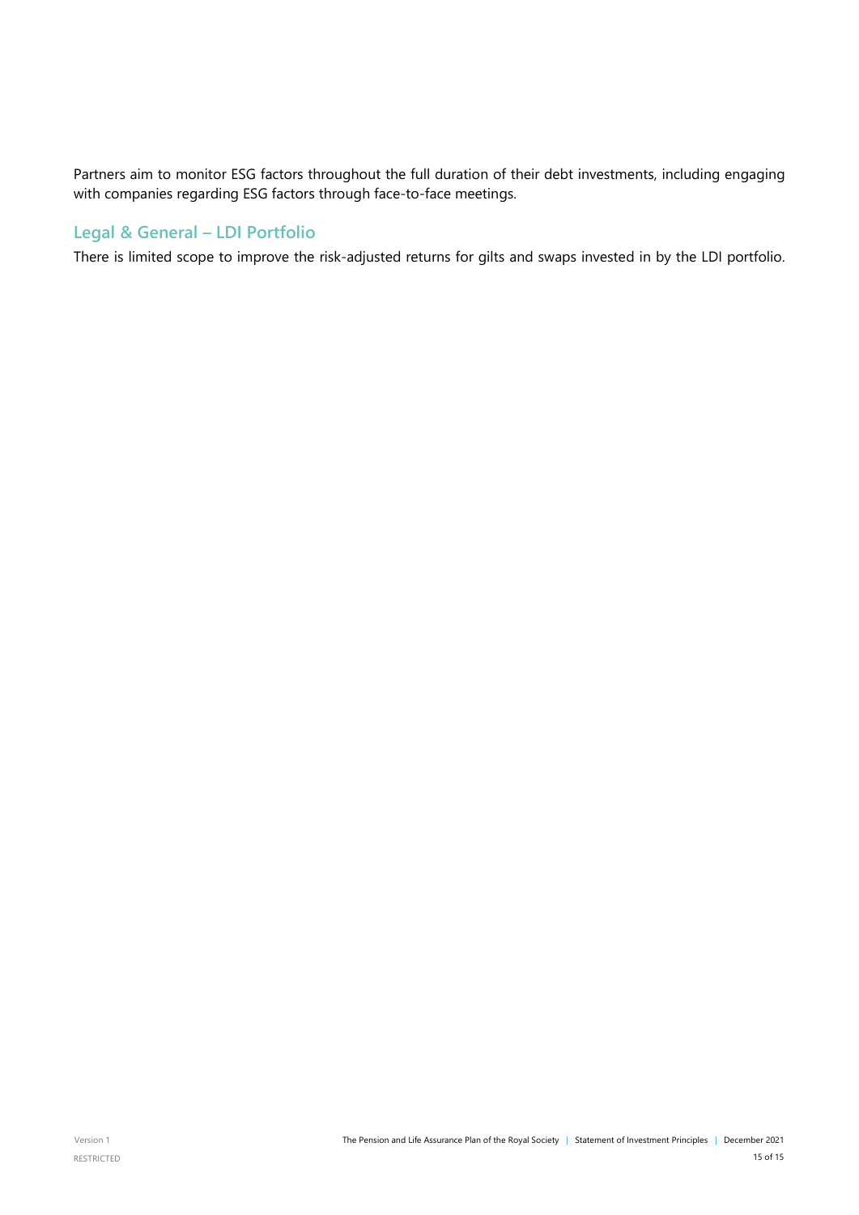Partners aim to monitor ESG factors throughout the full duration of their debt investments, including engaging with companies regarding ESG factors through face-to-face meetings.

## Legal & General – LDI Portfolio

There is limited scope to improve the risk-adjusted returns for gilts and swaps invested in by the LDI portfolio.